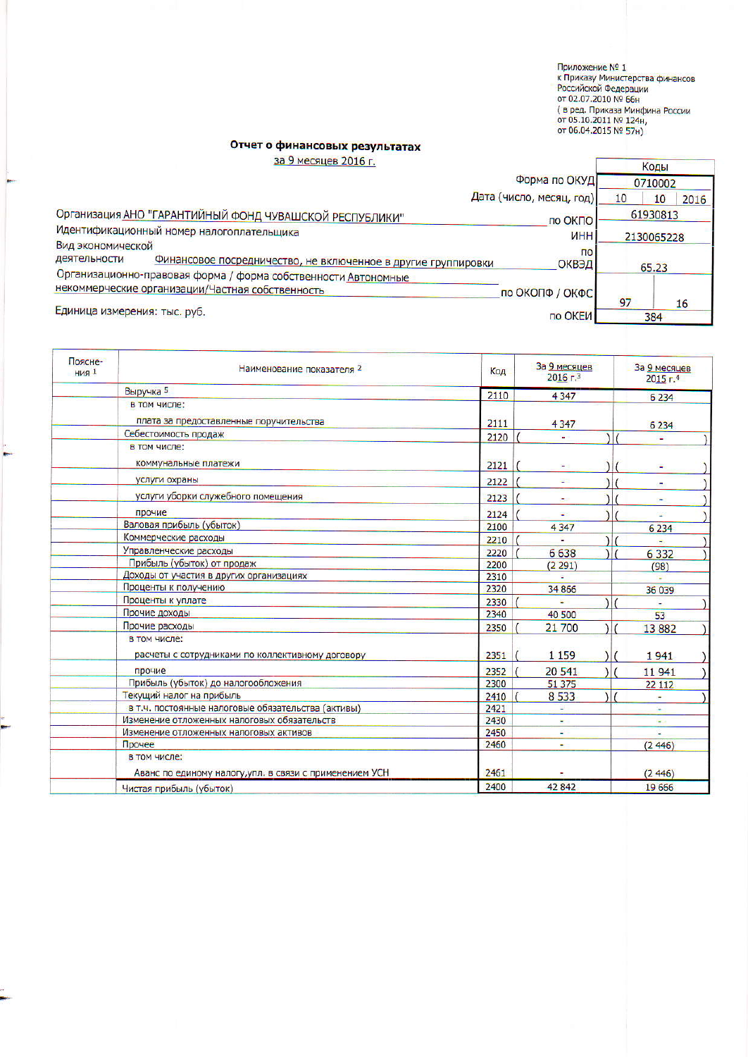Приложение № 1
к Приказу Министерства финансов
Российской Федерации
от 02.07.2010 № 66н
( в ред. Приказа Минфина России
от 05.10.2011 № 124н,
от 06.04.2015 № 57н)

## Отчет о финансовых результатах

за 9 месяцев 2016 г.

| | | Коды | | |
|---|---|---|---|---|
| | Форма по ОКУД | 0710002 | | |
| | Дата (число, месяц, год) | 10 | 10 | 2016 |
| Организация АНО "ГАРАНТИЙНЫЙ ФОНД ЧУВАШСКОЙ РЕСПУБЛИКИ" | по ОКПО | 61930813 | | |
| Идентификационный номер налогоплательщика | ИНН | 2130065228 | | |
| Вид экономической деятельности Финансовое посредничество, не включенное в другие группировки | по ОКВЭД | 65.23 | | |
| Организационно-правовая форма / форма собственности Автономные некоммерческие организации/Частная собственность | по ОКОПФ / ОКФС | 97 | 16 | |
| Единица измерения: тыс. руб. | по ОКЕИ | 384 | | |

| Поясне-ния [1] | Наименование показателя [2] | Код | За 9 месяцев 2016 г.[3] | За 9 месяцев 2015 г.[4] |
|---|---|---|---|---|
| | Выручка [5] | 2110 | 4 347 | 6 234 |
| | в том числе: | | | |
| | плата за предоставленные поручительства | 2111 | 4 347 | 6 234 |
| | Себестоимость продаж | 2120 | ( - ) | ( - ) |
| | в том числе: | | | |
| | коммунальные платежи | 2121 | ( - ) | ( - ) |
| | услуги охраны | 2122 | ( - ) | ( - ) |
| | услуги уборки служебного помещения | 2123 | ( - ) | ( - ) |
| | прочие | 2124 | ( - ) | ( - ) |
| | Валовая прибыль (убыток) | 2100 | 4 347 | 6 234 |
| | Коммерческие расходы | 2210 | ( - ) | ( - ) |
| | Управленческие расходы | 2220 | ( 6 638 ) | ( 6 332 ) |
| | Прибыль (убыток) от продаж | 2200 | (2 291) | (98) |
| | Доходы от участия в других организациях | 2310 | - | - |
| | Проценты к получению | 2320 | 34 866 | 36 039 |
| | Проценты к уплате | 2330 | ( - ) | ( - ) |
| | Прочие доходы | 2340 | 40 500 | 53 |
| | Прочие расходы | 2350 | ( 21 700 ) | ( 13 882 ) |
| | в том числе: | | | |
| | расчеты с сотрудниками по коллективному договору | 2351 | ( 1 159 ) | ( 1 941 ) |
| | прочие | 2352 | ( 20 541 ) | ( 11 941 ) |
| | Прибыль (убыток) до налогообложения | 2300 | 51 375 | 22 112 |
| | Текущий налог на прибыль | 2410 | ( 8 533 ) | ( - ) |
| | в т.ч. постоянные налоговые обязательства (активы) | 2421 | - | - |
| | Изменение отложенных налоговых обязательств | 2430 | - | - |
| | Изменение отложенных налоговых активов | 2450 | - | - |
| | Прочее | 2460 | - | (2 446) |
| | в том числе: | | | |
| | Аванс по единому налогу,упл. в связи с применением УСН | 2461 | - | (2 446) |
| | Чистая прибыль (убыток) | 2400 | 42 842 | 19 666 |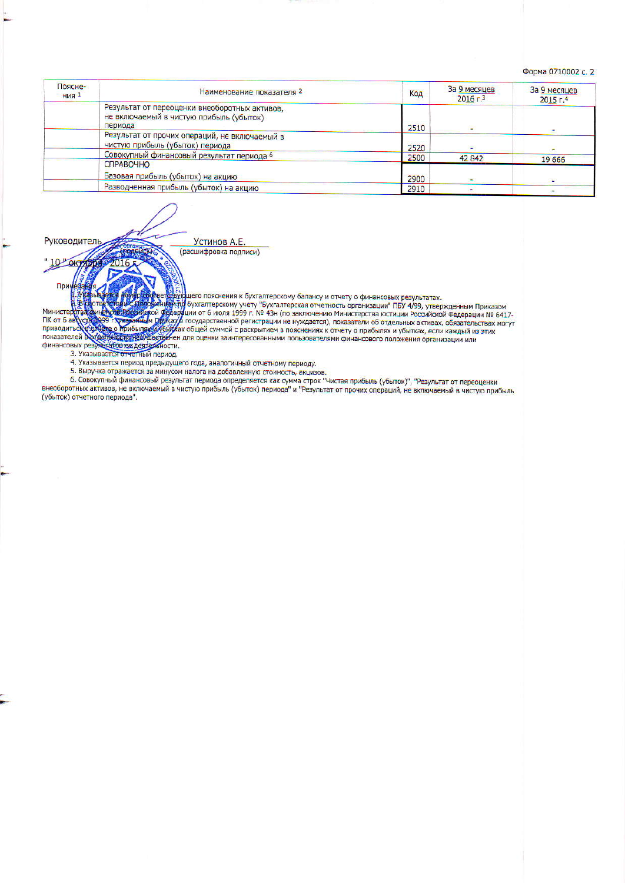Форма 0710002 с. 2

| Поясне-ния [1] | Наименование показателя [2] | Код | За 9 месяцев 2016 г.[3] | За 9 месяцев 2015 г.[4] |
|---|---|---|---|---|
| | Результат от переоценки внеоборотных активов, не включаемый в чистую прибыль (убыток) периода | 2510 | - | - |
| | Результат от прочих операций, не включаемый в чистую прибыль (убыток) периода | 2520 | - | - |
| | Совокупный финансовый результат периода [6] | 2500 | 42 842 | 19 666 |
| | СПРАВОЧНО<br>Базовая прибыль (убыток) на акцию | 2900 | - | - |
| | Разводненная прибыль (убыток) на акцию | 2910 | - | - |

Руководитель __________ (подпись) Устинов А.Е. (расшифровка подписи)

" 10 " октября 2016 г.

Примечания

1. Указывается номер соответствующего пояснения к бухгалтерскому балансу и отчету о финансовых результатах.
2. В соответствии с Положением по бухгалтерскому учету "Бухгалтерская отчетность организации" ПБУ 4/99, утвержденным Приказом Министерства финансов Российской Федерации от 6 июля 1999 г. № 43н (по заключению Министерства юстиции Российской Федерации № 6417-ПК от 6 августа 1999 г. указанный Приказ в государственной регистрации не нуждается), показатели об отдельных активах, обязательствах могут приводиться в отчете о прибылях и убытках общей суммой с раскрытием в пояснениях к отчету о прибылях и убытках, если каждый из этих показателей в отдельности несущественен для оценки заинтересованными пользователями финансового положения организации или финансовых результатов ее деятельности.
3. Указывается отчетный период.
4. Указывается период предыдущего года, аналогичный отчетному периоду.
5. Выручка отражается за минусом налога на добавленную стоимость, акцизов.
6. Совокупный финансовый результат периода определяется как сумма строк "Чистая прибыль (убыток)", "Результат от переоценки внеоборотных активов, не включаемый в чистую прибыль (убыток) периода" и "Результат от прочих операций, не включаемый в чистую прибыль (убыток) отчетного периода".